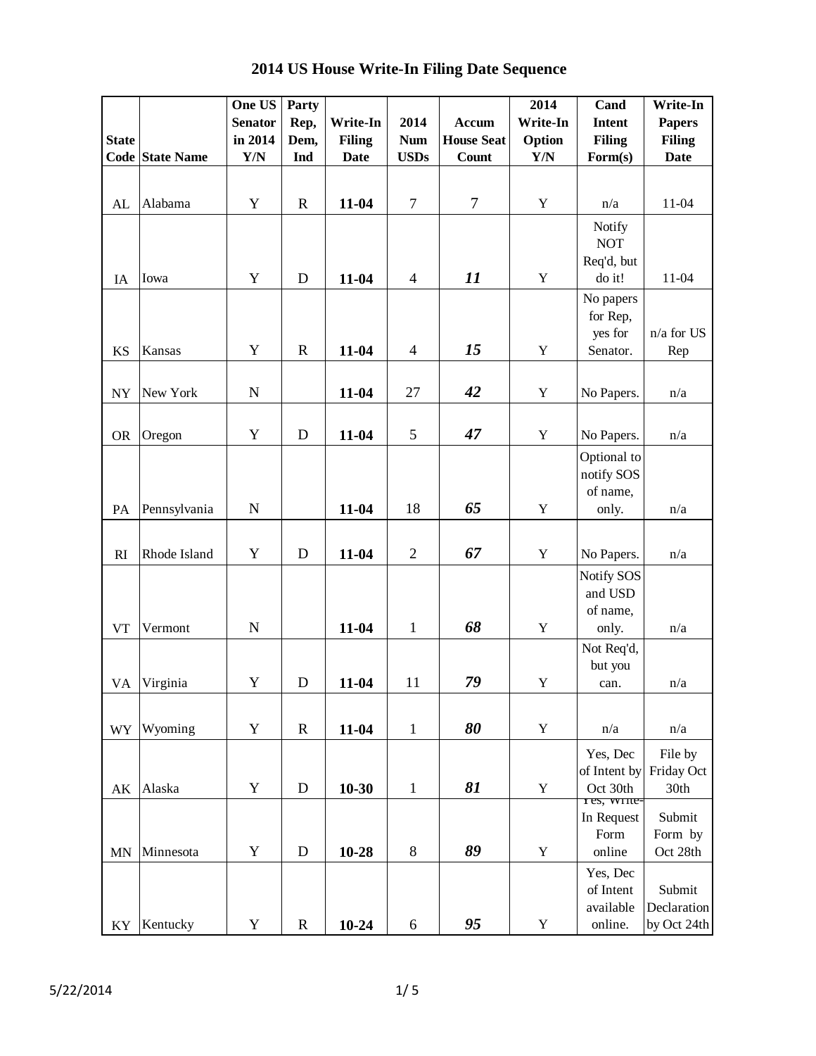# 2014 US House Write-In Filing Date Sequence

| State Code | State Name | One US Senator in 2014 Y/N | Party Rep, Dem, Ind | Write-In Filing Date | 2014 Num USDs | Accum House Seat Count | 2014 Write-In Option Y/N | Cand Intent Filing Form(s) | Write-In Papers Filing Date |
|---|---|---|---|---|---|---|---|---|---|
| AL | Alabama | Y | R | **11-04** | 7 | 7 | Y | n/a | 11-04 |
| IA | Iowa | Y | D | **11-04** | 4 | ***11*** | Y | Notify NOT Req'd, but do it! | 11-04 |
| KS | Kansas | Y | R | **11-04** | 4 | ***15*** | Y | No papers for Rep, yes for Senator. | n/a for US Rep |
| NY | New York | N | | **11-04** | 27 | ***42*** | Y | No Papers. | n/a |
| OR | Oregon | Y | D | **11-04** | 5 | ***47*** | Y | No Papers. | n/a |
| PA | Pennsylvania | N | | **11-04** | 18 | ***65*** | Y | Optional to notify SOS of name, only. | n/a |
| RI | Rhode Island | Y | D | **11-04** | 2 | ***67*** | Y | No Papers. | n/a |
| VT | Vermont | N | | **11-04** | 1 | ***68*** | Y | Notify SOS and USD of name, only. | n/a |
| VA | Virginia | Y | D | **11-04** | 11 | ***79*** | Y | Not Req'd, but you can. | n/a |
| WY | Wyoming | Y | R | **11-04** | 1 | ***80*** | Y | n/a | n/a |
| AK | Alaska | Y | D | **10-30** | 1 | ***81*** | Y | Yes, Dec of Intent by Oct 30th | File by Friday Oct 30th |
| MN | Minnesota | Y | D | **10-28** | 8 | ***89*** | Y | Yes, Write-In Request Form online | Submit Form by Oct 28th |
| KY | Kentucky | Y | R | **10-24** | 6 | ***95*** | Y | Yes, Dec of Intent available online. | Submit Declaration by Oct 24th |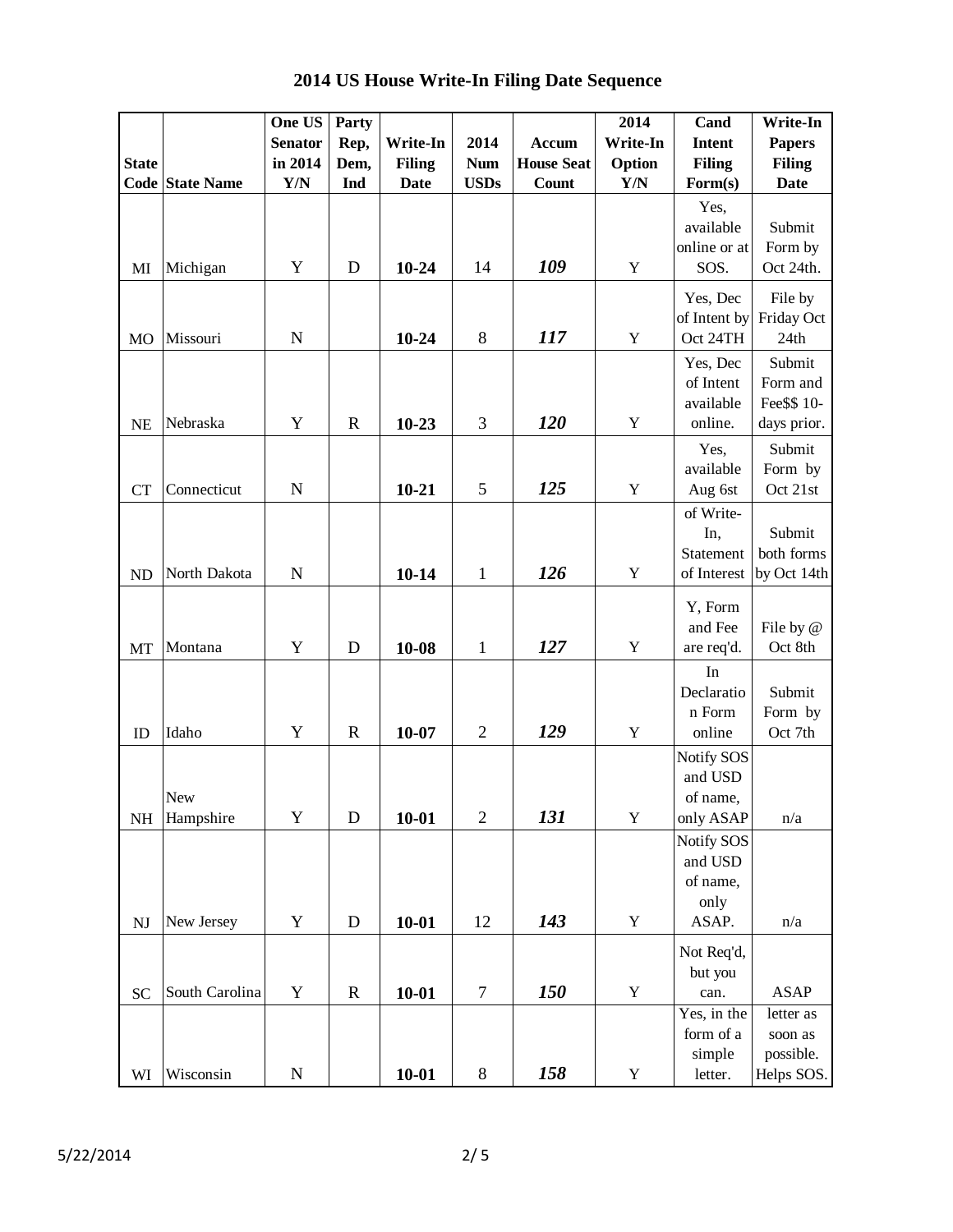# 2014 US House Write-In Filing Date Sequence

| State Code | State Name | One US Senator in 2014 Y/N | Party Rep, Dem, Ind | Write-In Filing Date | 2014 Num USDs | Accum House Seat Count | 2014 Write-In Option Y/N | Cand Intent Filing Form(s) | Write-In Papers Filing Date |
|---|---|---|---|---|---|---|---|---|---|
| MI | Michigan | Y | D | **10-24** | 14 | ***109*** | Y | Yes, available online or at SOS. | Submit Form by Oct 24th. |
| MO | Missouri | N | | **10-24** | 8 | ***117*** | Y | Yes, Dec of Intent by Oct 24TH | File by Friday Oct 24th |
| NE | Nebraska | Y | R | **10-23** | 3 | ***120*** | Y | Yes, Dec of Intent available online. | Submit Form and Fee$$ 10-days prior. |
| CT | Connecticut | N | | **10-21** | 5 | ***125*** | Y | Yes, available Aug 6st | Submit Form by Oct 21st |
| ND | North Dakota | N | | **10-14** | 1 | ***126*** | Y | of Write-In, Statement of Interest | Submit both forms by Oct 14th |
| MT | Montana | Y | D | **10-08** | 1 | ***127*** | Y | Y, Form and Fee are req'd. | File by @ Oct 8th |
| ID | Idaho | Y | R | **10-07** | 2 | ***129*** | Y | In Declaration Form online | Submit Form by Oct 7th |
| NH | New Hampshire | Y | D | **10-01** | 2 | ***131*** | Y | Notify SOS and USD of name, only ASAP | n/a |
| NJ | New Jersey | Y | D | **10-01** | 12 | ***143*** | Y | Notify SOS and USD of name, only ASAP. | n/a |
| SC | South Carolina | Y | R | **10-01** | 7 | ***150*** | Y | Not Req'd, but you can. | ASAP |
| WI | Wisconsin | N | | **10-01** | 8 | ***158*** | Y | Yes, in the form of a simple letter. | letter as soon as possible. Helps SOS. |

5/22/2014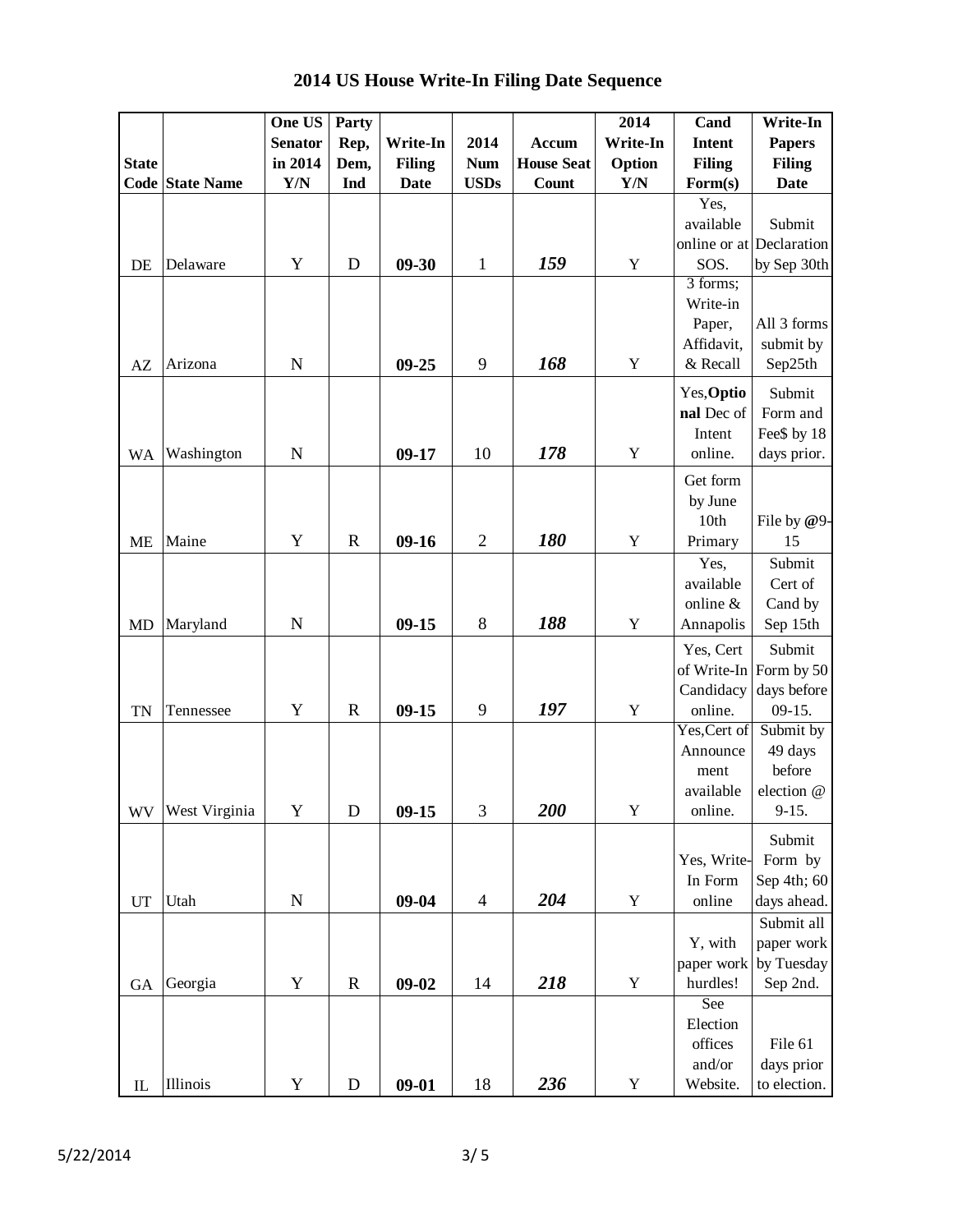# 2014 US House Write-In Filing Date Sequence

| State Code | State Name | One US Senator in 2014 Y/N | Party Rep, Dem, Ind | Write-In Filing Date | 2014 Num USDs | Accum House Seat Count | 2014 Write-In Option Y/N | Cand Intent Filing Form(s) | Write-In Papers Filing Date |
|---|---|---|---|---|---|---|---|---|---|
| DE | Delaware | Y | D | **09-30** | 1 | ***159*** | Y | Yes, available online or at SOS. | Submit Declaration by Sep 30th |
| AZ | Arizona | N | | **09-25** | 9 | ***168*** | Y | 3 forms; Write-in Paper, Affidavit, & Recall | All 3 forms submit by Sep25th |
| WA | Washington | N | | **09-17** | 10 | ***178*** | Y | Yes,**Optional** Dec of Intent online. | Submit Form and Fee$ by 18 days prior. |
| ME | Maine | Y | R | **09-16** | 2 | ***180*** | Y | Get form by June 10th Primary | File by **@**9-15 |
| MD | Maryland | N | | **09-15** | 8 | ***188*** | Y | Yes, available online & Annapolis | Submit Cert of Cand by Sep 15th |
| TN | Tennessee | Y | R | **09-15** | 9 | ***197*** | Y | Yes, Cert of Write-In Candidacy online. | Submit Form by 50 days before 09-15. |
| WV | West Virginia | Y | D | **09-15** | 3 | ***200*** | Y | Yes,Cert of Announcement available online. | Submit by 49 days before election @ 9-15. |
| UT | Utah | N | | **09-04** | 4 | ***204*** | Y | Yes, Write-In Form online | Submit Form by Sep 4th; 60 days ahead. |
| GA | Georgia | Y | R | **09-02** | 14 | ***218*** | Y | Y, with paper work hurdles! | Submit all paper work by Tuesday Sep 2nd. |
| IL | Illinois | Y | D | **09-01** | 18 | ***236*** | Y | See Election offices and/or Website. | File 61 days prior to election. |

5/22/2014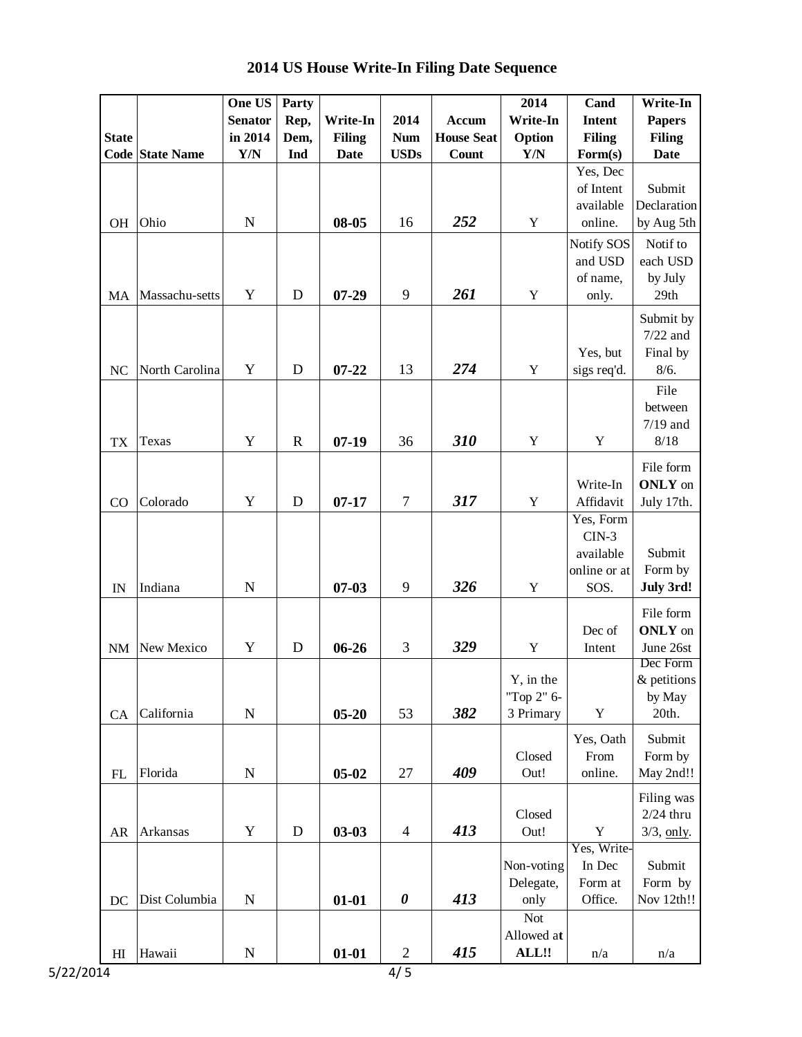# 2014 US House Write-In Filing Date Sequence

| State Code | State Name | One US Senator in 2014 Y/N | Party Rep, Dem, Ind | Write-In Filing Date | 2014 Num USDs | Accum House Seat Count | 2014 Write-In Option Y/N | Cand Intent Filing Form(s) | Write-In Papers Filing Date |
|---|---|---|---|---|---|---|---|---|---|
| OH | Ohio | N | | **08-05** | 16 | ***252*** | Y | Yes, Dec of Intent available online. | Submit Declaration by Aug 5th |
| MA | Massachu-setts | Y | D | **07-29** | 9 | ***261*** | Y | Notify SOS and USD of name, only. | Notif to each USD by July 29th |
| NC | North Carolina | Y | D | **07-22** | 13 | ***274*** | Y | Yes, but sigs req'd. | Submit by 7/22 and Final by 8/6. |
| TX | Texas | Y | R | **07-19** | 36 | ***310*** | Y | Y | File between 7/19 and 8/18 |
| CO | Colorado | Y | D | **07-17** | 7 | ***317*** | Y | Write-In Affidavit | File form **ONLY** on July 17th. |
| IN | Indiana | N | | **07-03** | 9 | ***326*** | Y | Yes, Form CIN-3 available online or at SOS. | Submit Form by **July 3rd!** |
| NM | New Mexico | Y | D | **06-26** | 3 | ***329*** | Y | Dec of Intent | File form **ONLY** on June 26st |
| CA | California | N | | **05-20** | 53 | ***382*** | Y, in the "Top 2" 6-3 Primary | Y | Dec Form & petitions by May 20th. |
| FL | Florida | N | | **05-02** | 27 | ***409*** | Closed Out! | Yes, Oath From online. | Submit Form by May 2nd!! |
| AR | Arkansas | Y | D | **03-03** | 4 | ***413*** | Closed Out! | Y | Filing was 2/24 thru 3/3, only. |
| DC | Dist Columbia | N | | **01-01** | ***0*** | ***413*** | Non-voting Delegate, only | Yes, Write-In Dec Form at Office. | Submit Form by Nov 12th!! |
| HI | Hawaii | N | | **01-01** | 2 | ***415*** | Not Allowed at **ALL!!** | n/a | n/a |

5/22/2014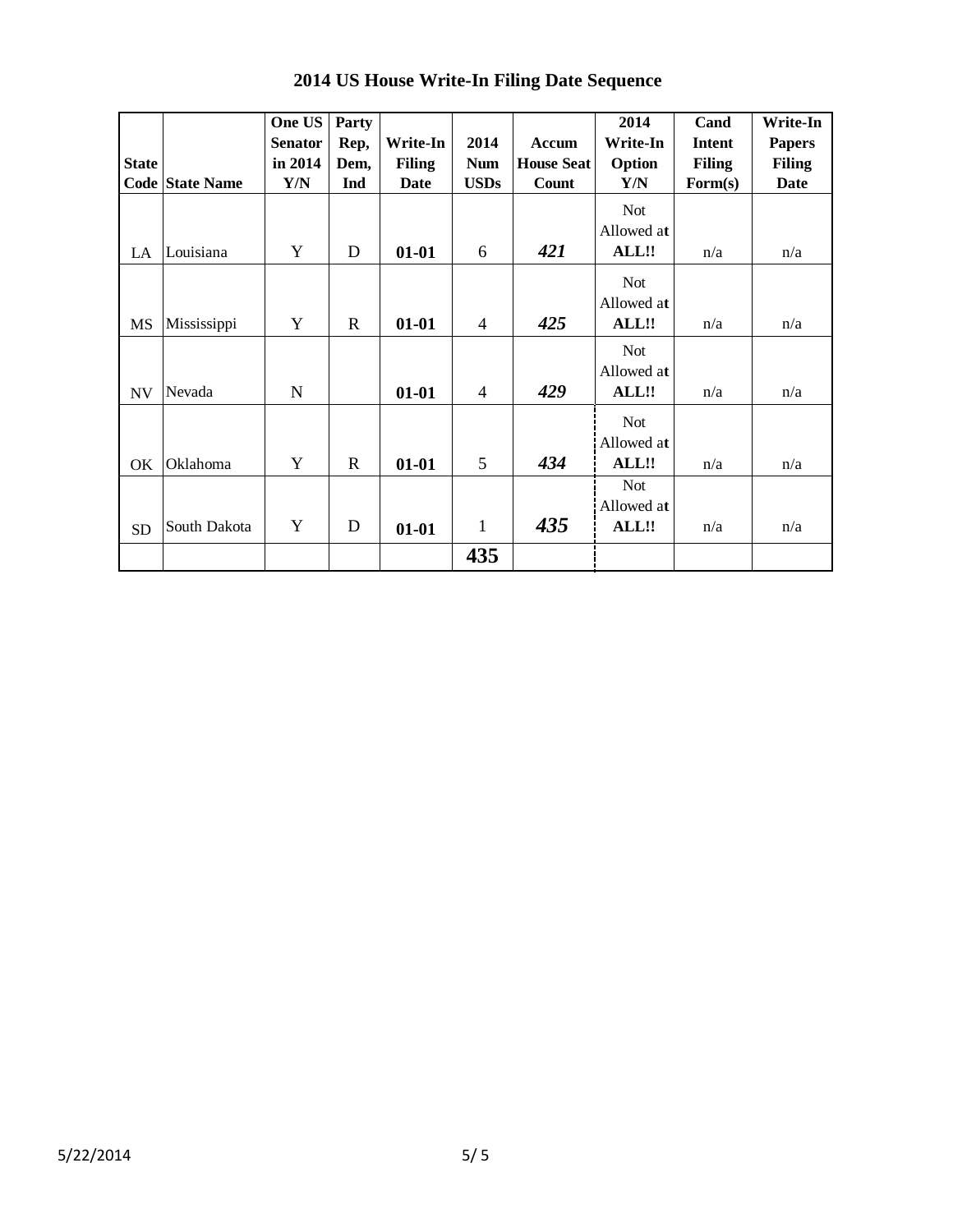# 2014 US House Write-In Filing Date Sequence

| State Code | State Name | One US Senator in 2014 Y/N | Party Rep, Dem, Ind | Write-In Filing Date | 2014 Num USDs | Accum House Seat Count | 2014 Write-In Option Y/N | Cand Intent Filing Form(s) | Write-In Papers Filing Date |
|---|---|---|---|---|---|---|---|---|---|
| LA | Louisiana | Y | D | **01-01** | 6 | ***421*** | Not Allowed at **ALL!!** | n/a | n/a |
| MS | Mississippi | Y | R | **01-01** | 4 | ***425*** | Not Allowed at **ALL!!** | n/a | n/a |
| NV | Nevada | N | | **01-01** | 4 | ***429*** | Not Allowed at **ALL!!** | n/a | n/a |
| OK | Oklahoma | Y | R | **01-01** | 5 | ***434*** | Not Allowed at **ALL!!** | n/a | n/a |
| SD | South Dakota | Y | D | **01-01** | 1 | ***435*** | Not Allowed at **ALL!!** | n/a | n/a |
| | | | | | **435** | | | | |

5/22/2014